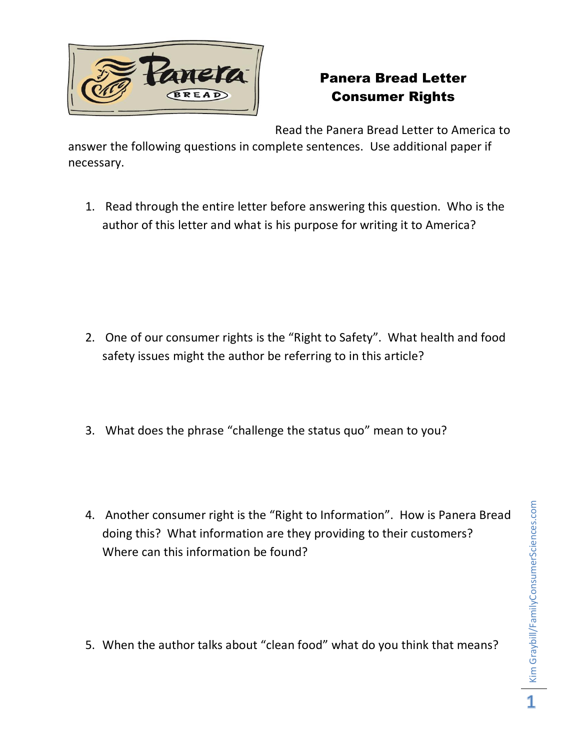# Panera Bread Letter
## Consumer Rights

Read the Panera Bread Letter to America to answer the following questions in complete sentences. Use additional paper if necessary.

1. Read through the entire letter before answering this question. Who is the author of this letter and what is his purpose for writing it to America?

2. One of our consumer rights is the "Right to Safety". What health and food safety issues might the author be referring to in this article?

3. What does the phrase "challenge the status quo" mean to you?

4. Another consumer right is the "Right to Information". How is Panera Bread doing this? What information are they providing to their customers? Where can this information be found?

5. When the author talks about "clean food" what do you think that means?

Kim Graybill/FamilyConsumerSciences.com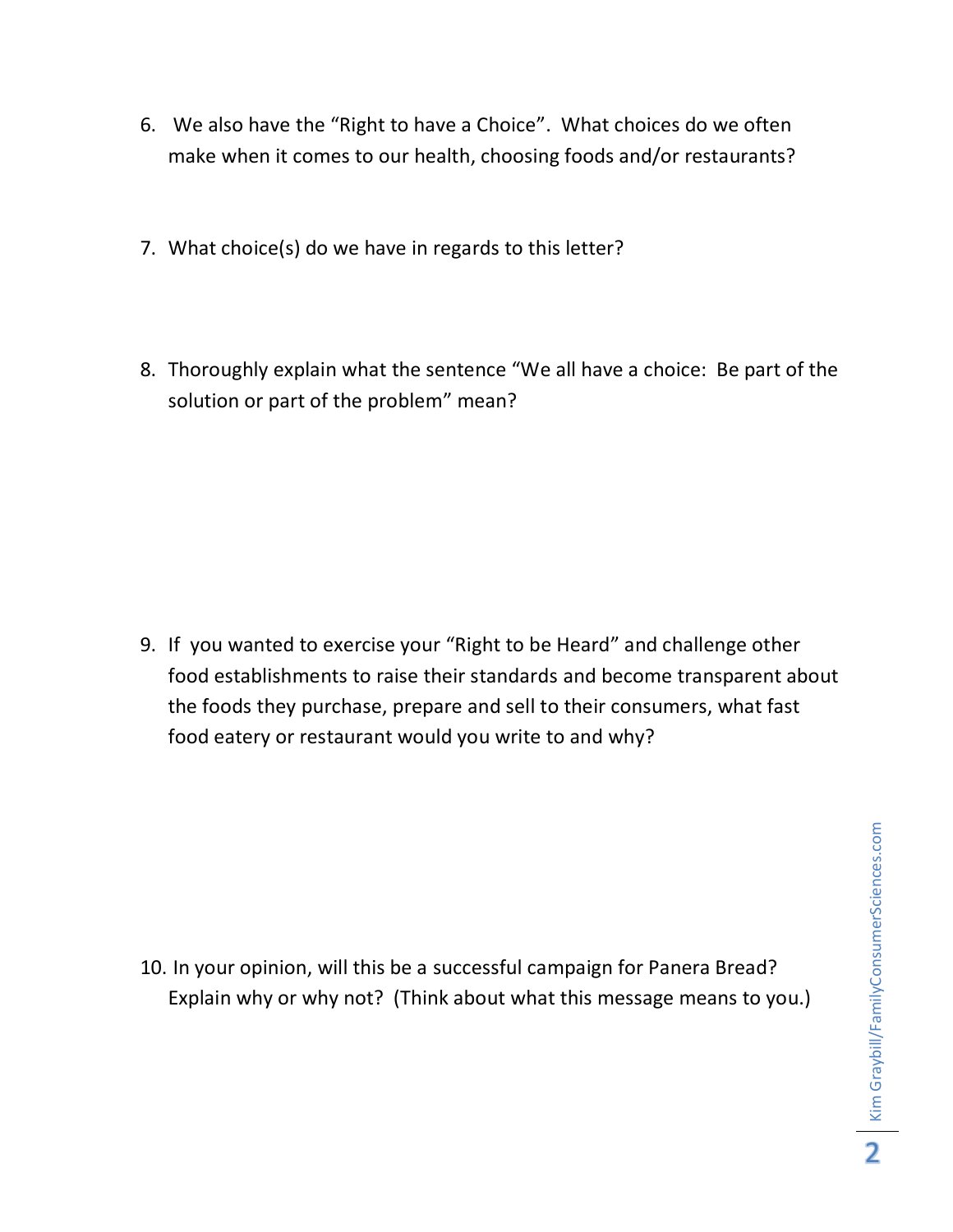6. We also have the "Right to have a Choice". What choices do we often make when it comes to our health, choosing foods and/or restaurants?

7. What choice(s) do we have in regards to this letter?

8. Thoroughly explain what the sentence "We all have a choice: Be part of the solution or part of the problem" mean?

9. If you wanted to exercise your "Right to be Heard" and challenge other food establishments to raise their standards and become transparent about the foods they purchase, prepare and sell to their consumers, what fast food eatery or restaurant would you write to and why?

10. In your opinion, will this be a successful campaign for Panera Bread? Explain why or why not? (Think about what this message means to you.)